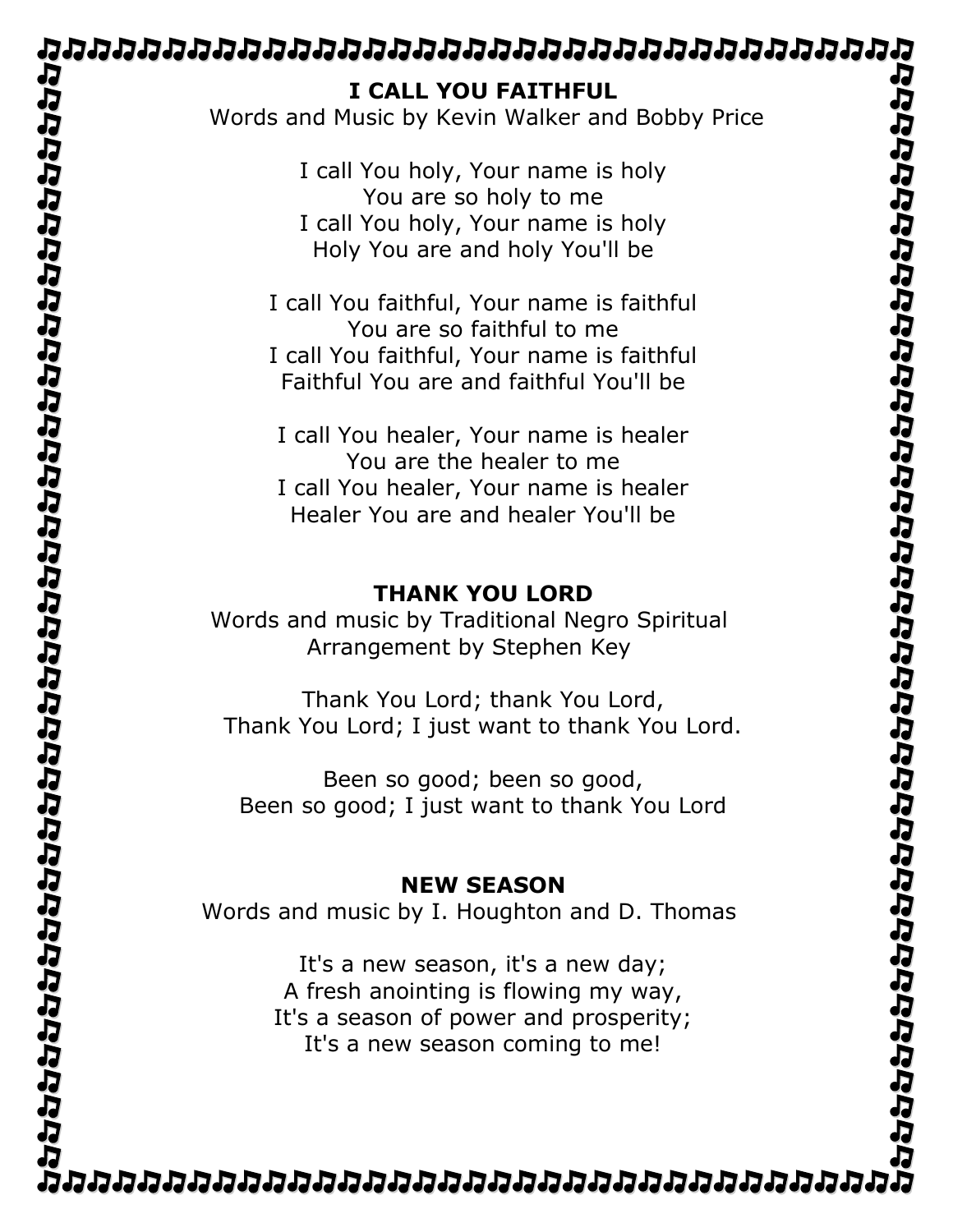## I CALL YOU FAITHFUL

Words and Music by Kevin Walker and Bobby Price

I call You holy, Your name is holy  
You are so holy to me  
I call You holy, Your name is holy  
Holy You are and holy You'll be

I call You faithful, Your name is faithful  
You are so faithful to me  
I call You faithful, Your name is faithful  
Faithful You are and faithful You'll be

I call You healer, Your name is healer  
You are the healer to me  
I call You healer, Your name is healer  
Healer You are and healer You'll be

## THANK YOU LORD

Words and music by Traditional Negro Spiritual  
Arrangement by Stephen Key

Thank You Lord; thank You Lord,  
Thank You Lord; I just want to thank You Lord.

Been so good; been so good,  
Been so good; I just want to thank You Lord

## NEW SEASON

Words and music by I. Houghton and D. Thomas

It's a new season, it's a new day;  
A fresh anointing is flowing my way,  
It's a season of power and prosperity;  
It's a new season coming to me!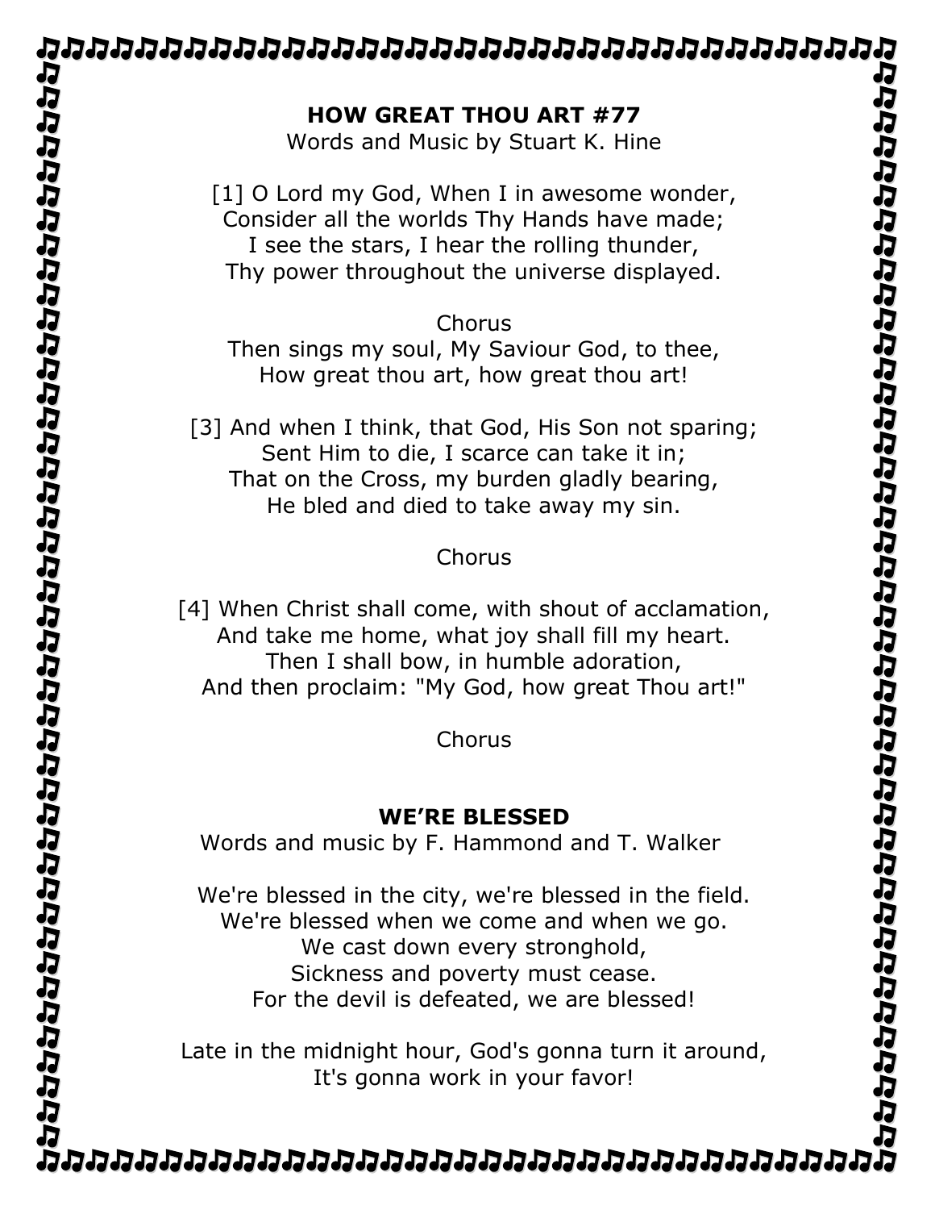**HOW GREAT THOU ART #77**

Words and Music by Stuart K. Hine

[1] O Lord my God, When I in awesome wonder,
Consider all the worlds Thy Hands have made;
I see the stars, I hear the rolling thunder,
Thy power throughout the universe displayed.

Chorus
Then sings my soul, My Saviour God, to thee,
How great thou art, how great thou art!

[3] And when I think, that God, His Son not sparing;
Sent Him to die, I scarce can take it in;
That on the Cross, my burden gladly bearing,
He bled and died to take away my sin.

Chorus

[4] When Christ shall come, with shout of acclamation,
And take me home, what joy shall fill my heart.
Then I shall bow, in humble adoration,
And then proclaim: "My God, how great Thou art!"

Chorus

**WE'RE BLESSED**

Words and music by F. Hammond and T. Walker

We're blessed in the city, we're blessed in the field.
We're blessed when we come and when we go.
We cast down every stronghold,
Sickness and poverty must cease.
For the devil is defeated, we are blessed!

Late in the midnight hour, God's gonna turn it around,
It's gonna work in your favor!